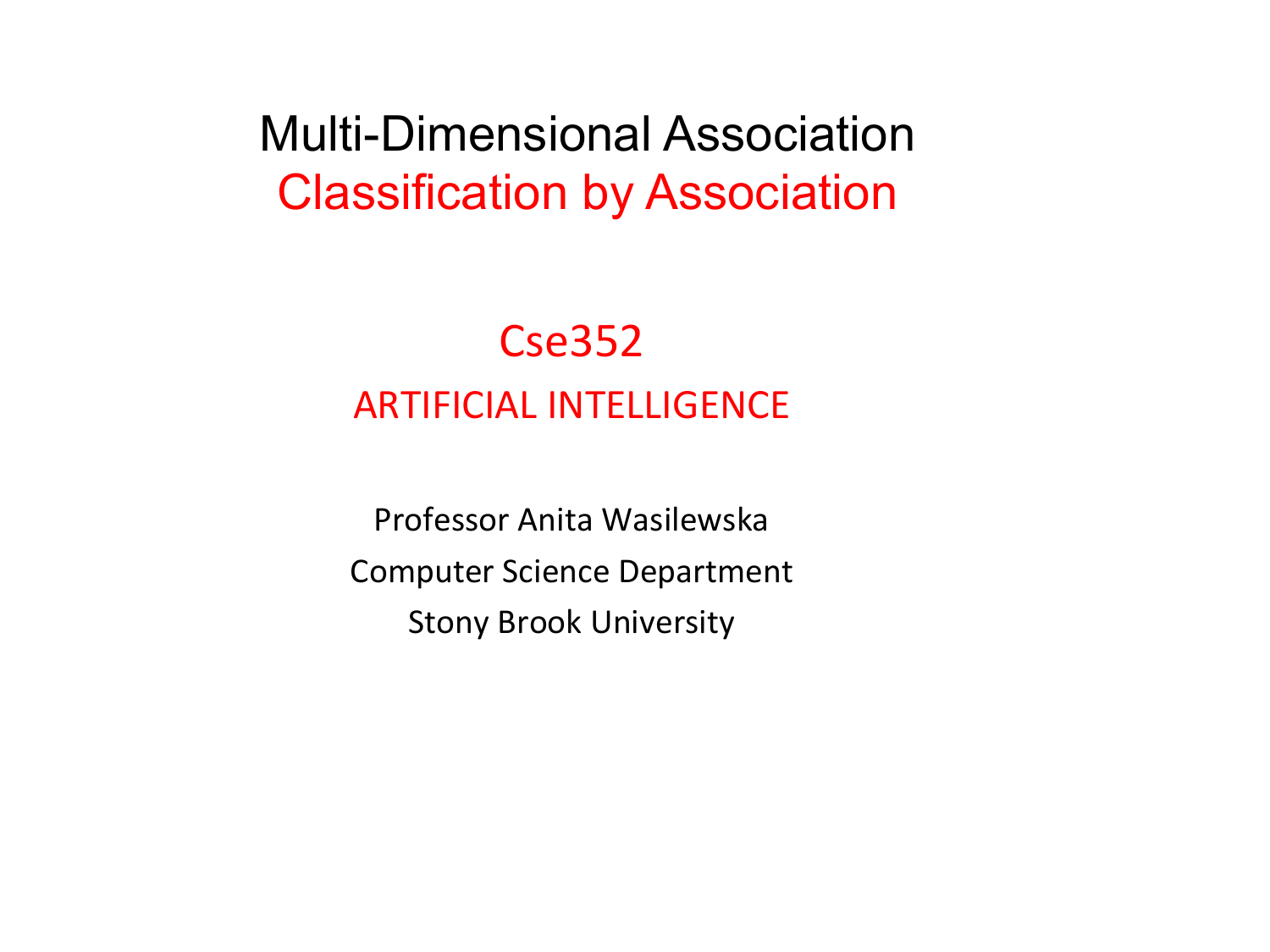# Multi-Dimensional Association
# Classification by Association

## Cse352

### ARTIFICIAL INTELLIGENCE

Professor Anita Wasilewska

Computer Science Department

Stony Brook University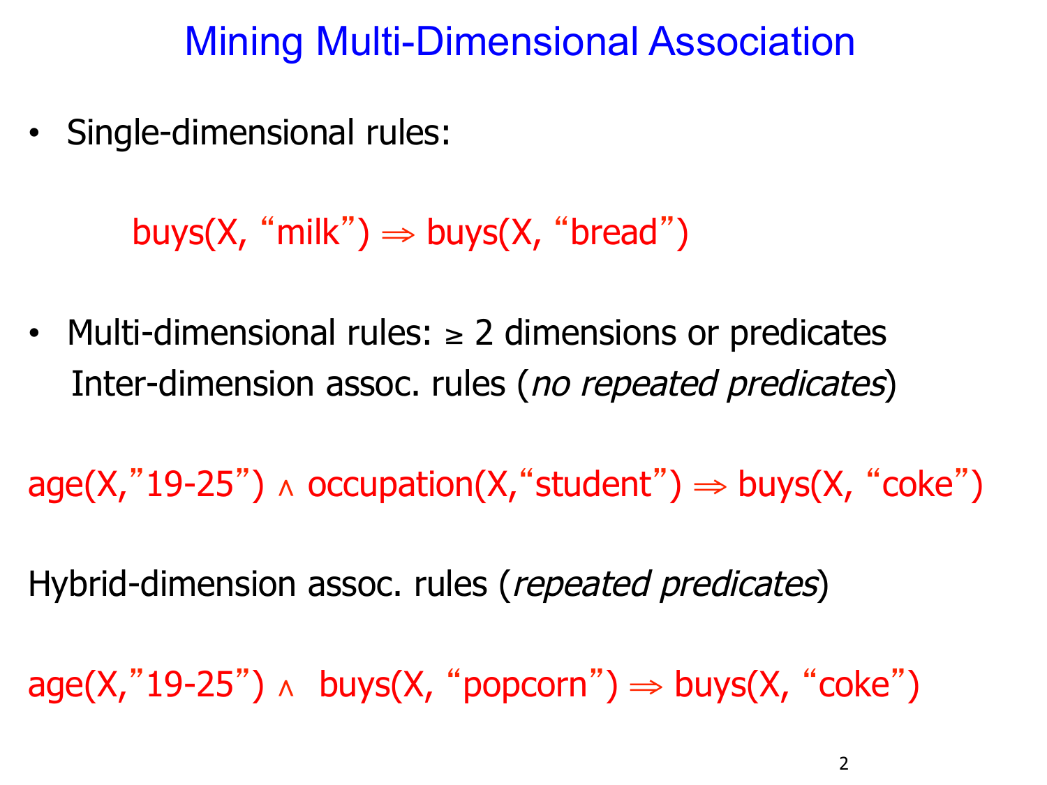# Mining Multi-Dimensional Association

- Single-dimensional rules:

  buys(X, “milk”) ⇒ buys(X, “bread”)

- Multi-dimensional rules: ≥ 2 dimensions or predicates

  Inter-dimension assoc. rules (*no repeated predicates*)

age(X,”19-25”) ∧ occupation(X,“student”) ⇒ buys(X, “coke”)

Hybrid-dimension assoc. rules (*repeated predicates*)

age(X,”19-25”) ∧ buys(X, “popcorn”) ⇒ buys(X, “coke”)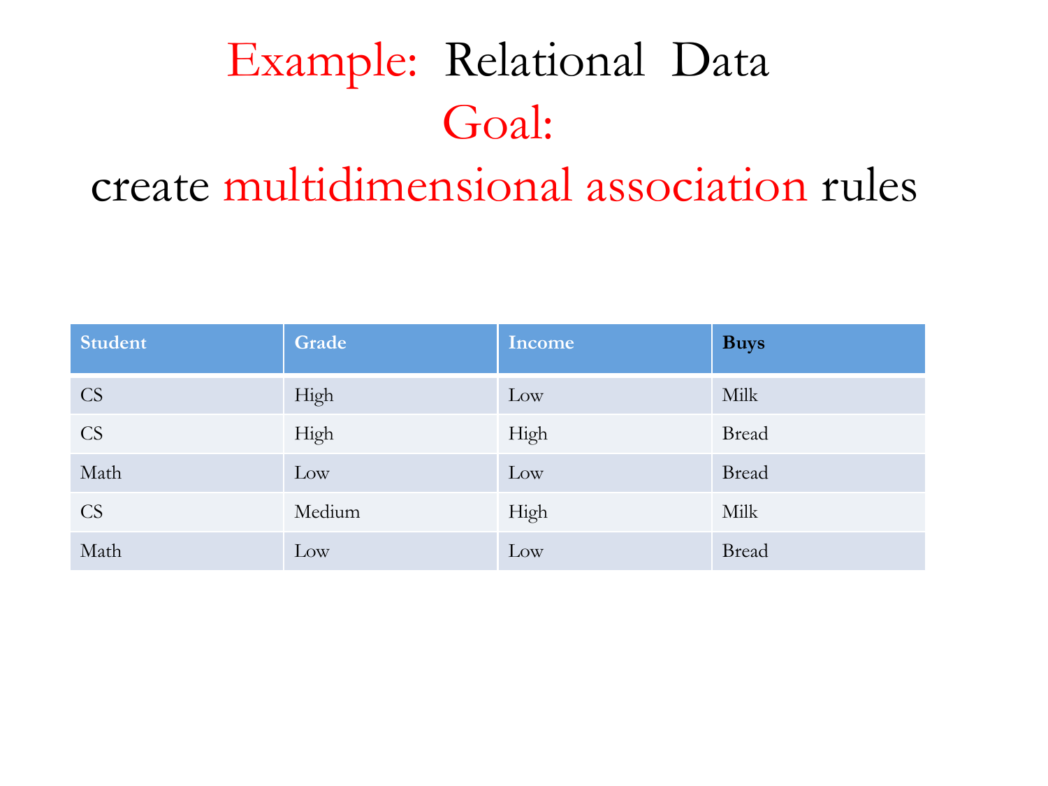# Example: Relational Data

## Goal:

## create multidimensional association rules

| Student | Grade | Income | Buys |
| --- | --- | --- | --- |
| CS | High | Low | Milk |
| CS | High | High | Bread |
| Math | Low | Low | Bread |
| CS | Medium | High | Milk |
| Math | Low | Low | Bread |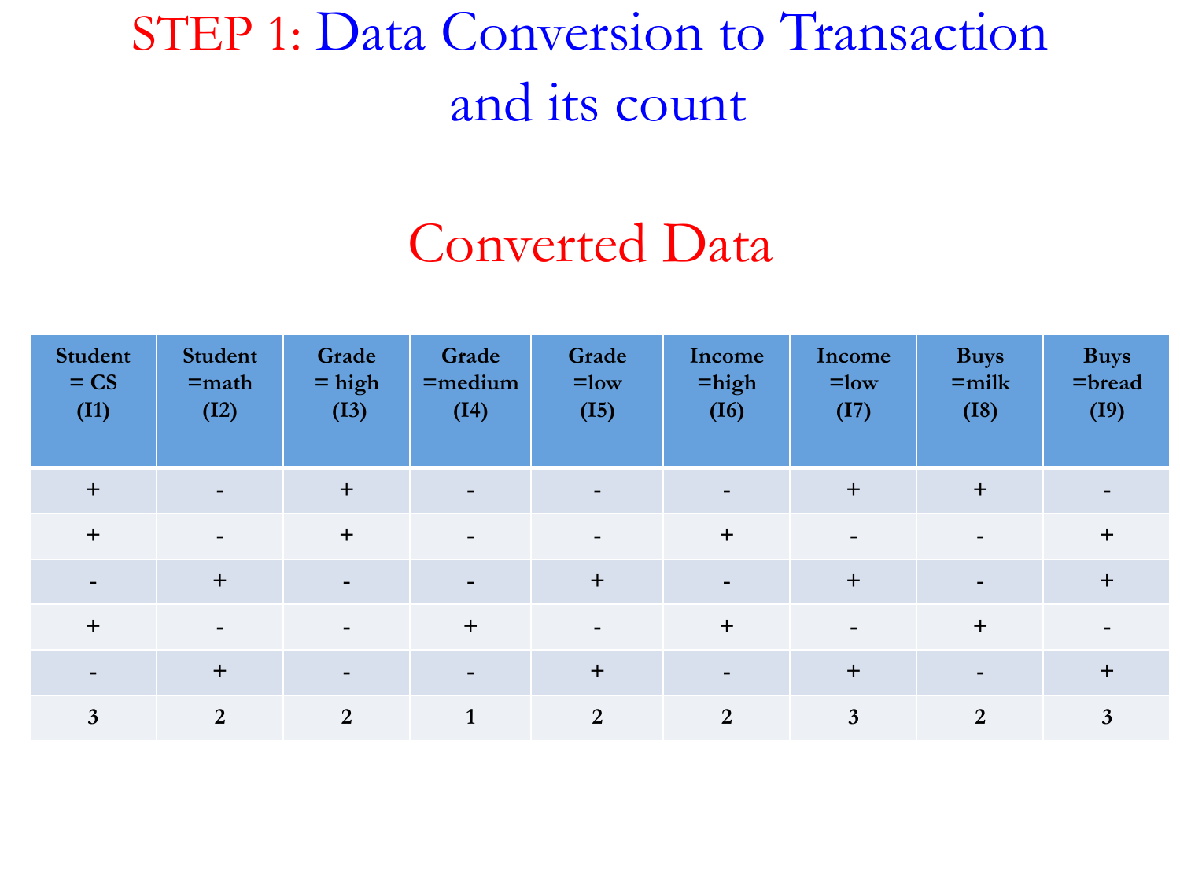# STEP 1: Data Conversion to Transaction and its count

## Converted Data

| Student = CS (I1) | Student =math (I2) | Grade = high (I3) | Grade =medium (I4) | Grade =low (I5) | Income =high (I6) | Income =low (I7) | Buys =milk (I8) | Buys =bread (I9) |
|---|---|---|---|---|---|---|---|---|
| + | - | + | - | - | - | + | + | - |
| + | - | + | - | - | + | - | - | + |
| - | + | - | - | + | - | + | - | + |
| + | - | - | + | - | + | - | + | - |
| - | + | - | - | + | - | + | - | + |
| 3 | 2 | 2 | 1 | 2 | 2 | 3 | 2 | 3 |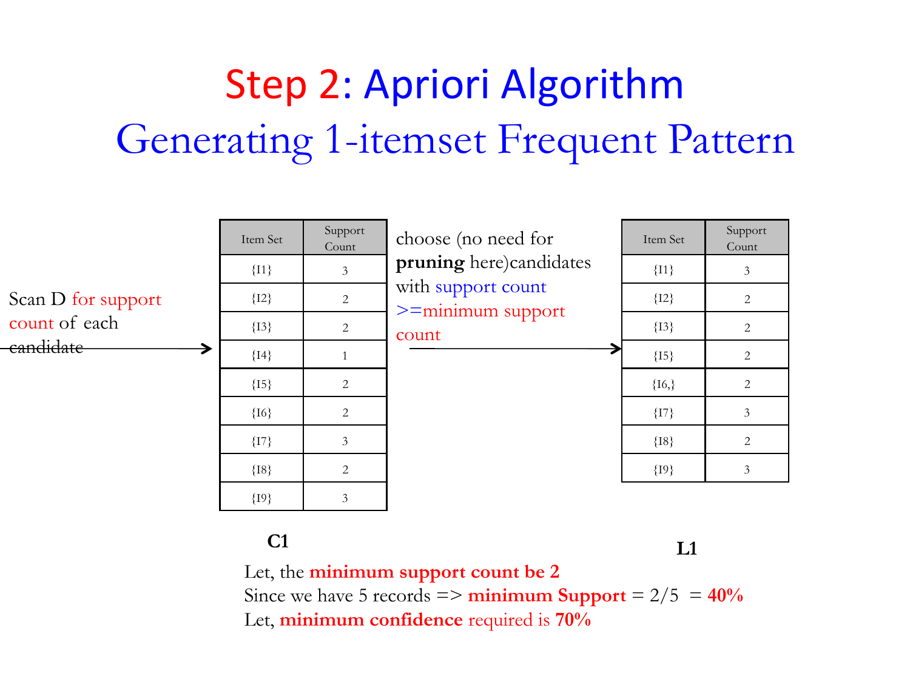# Step 2: Apriori Algorithm

## Generating 1-itemset Frequent Pattern

Scan D for support count of each candidate →

| Item Set | Support Count |
|---|---|
| {I1} | 3 |
| {I2} | 2 |
| {I3} | 2 |
| {I4} | 1 |
| {I5} | 2 |
| {I6} | 2 |
| {I7} | 3 |
| {I8} | 2 |
| {I9} | 3 |

**C1**

choose (no need for **pruning** here)candidates with support count >=minimum support count →

| Item Set | Support Count |
|---|---|
| {I1} | 3 |
| {I2} | 2 |
| {I3} | 2 |
| {I5} | 2 |
| {I6,} | 2 |
| {I7} | 3 |
| {I8} | 2 |
| {I9} | 3 |

**L1**

Let, the **minimum support count be 2**

Since we have 5 records => **minimum Support** = 2/5 = **40%**

Let, **minimum confidence** required is **70%**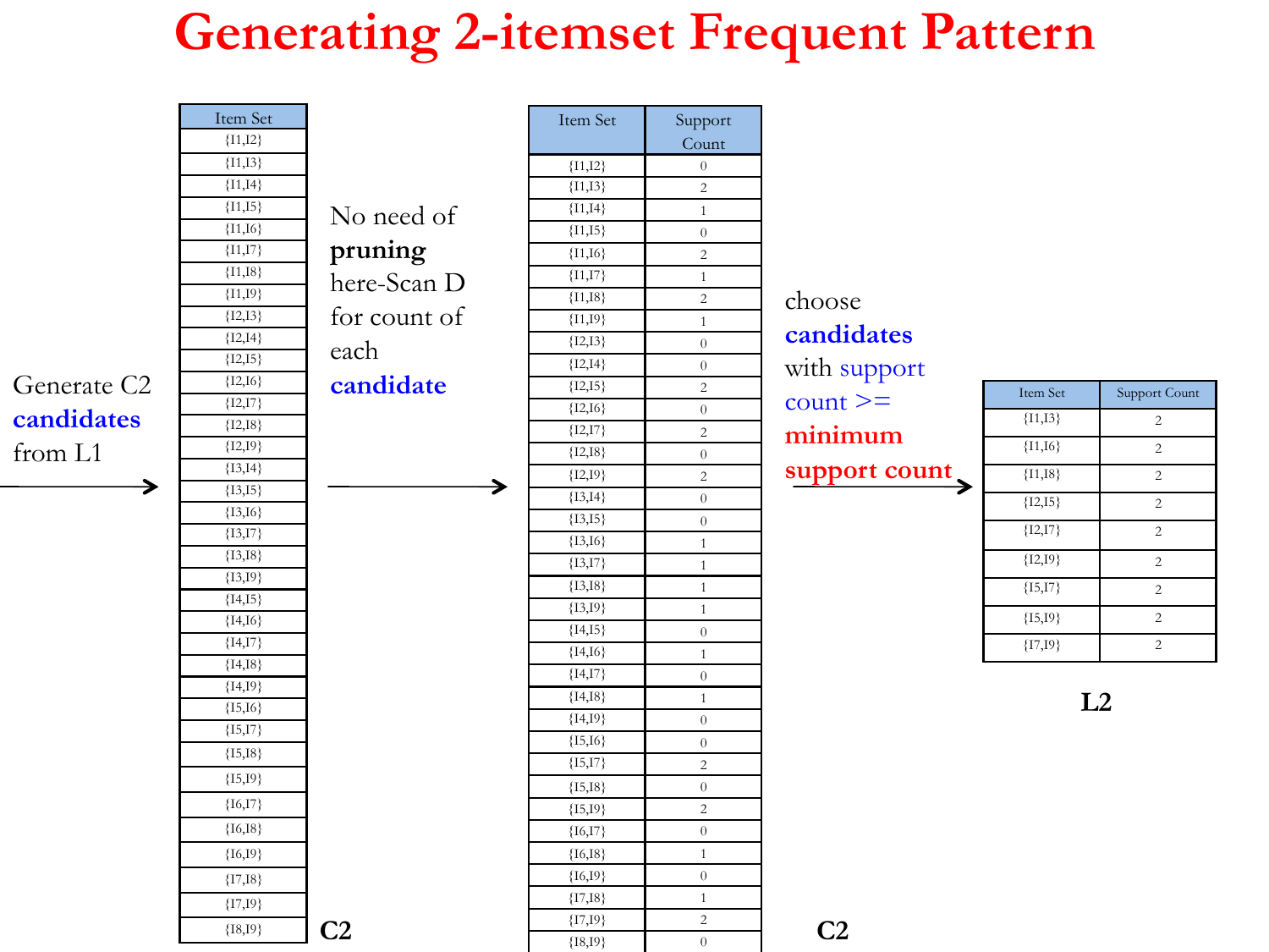# Generating 2-itemset Frequent Pattern

Generate C2 **candidates** from L1 →

**C2**

| Item Set |
|---|
| {I1,I2} |
| {I1,I3} |
| {I1,I4} |
| {I1,I5} |
| {I1,I6} |
| {I1,I7} |
| {I1,I8} |
| {I1,I9} |
| {I2,I3} |
| {I2,I4} |
| {I2,I5} |
| {I2,I6} |
| {I2,I7} |
| {I2,I8} |
| {I2,I9} |
| {I3,I4} |
| {I3,I5} |
| {I3,I6} |
| {I3,I7} |
| {I3,I8} |
| {I3,I9} |
| {I4,I5} |
| {I4,I6} |
| {I4,I7} |
| {I4,I8} |
| {I4,I9} |
| {I5,I6} |
| {I5,I7} |
| {I5,I8} |
| {I5,I9} |
| {I6,I7} |
| {I6,I8} |
| {I6,I9} |
| {I7,I8} |
| {I7,I9} |
| {I8,I9} |

No need of **pruning** here-Scan D for count of each **candidate** →

**C2**

| Item Set | Support Count |
|---|---|
| {I1,I2} | 0 |
| {I1,I3} | 2 |
| {I1,I4} | 1 |
| {I1,I5} | 0 |
| {I1,I6} | 2 |
| {I1,I7} | 1 |
| {I1,I8} | 2 |
| {I1,I9} | 1 |
| {I2,I3} | 0 |
| {I2,I4} | 0 |
| {I2,I5} | 2 |
| {I2,I6} | 0 |
| {I2,I7} | 2 |
| {I2,I8} | 0 |
| {I2,I9} | 2 |
| {I3,I4} | 0 |
| {I3,I5} | 0 |
| {I3,I6} | 1 |
| {I3,I7} | 1 |
| {I3,I8} | 1 |
| {I3,I9} | 1 |
| {I4,I5} | 0 |
| {I4,I6} | 1 |
| {I4,I7} | 0 |
| {I4,I8} | 1 |
| {I4,I9} | 0 |
| {I5,I6} | 0 |
| {I5,I7} | 2 |
| {I5,I8} | 0 |
| {I5,I9} | 2 |
| {I6,I7} | 0 |
| {I6,I8} | 1 |
| {I6,I9} | 0 |
| {I7,I8} | 1 |
| {I7,I9} | 2 |
| {I8,I9} | 0 |

choose **candidates** with support count >= **minimum support count** →

**L2**

| Item Set | Support Count |
|---|---|
| {I1,I3} | 2 |
| {I1,I6} | 2 |
| {I1,I8} | 2 |
| {I2,I5} | 2 |
| {I2,I7} | 2 |
| {I2,I9} | 2 |
| {I5,I7} | 2 |
| {I5,I9} | 2 |
| {I7,I9} | 2 |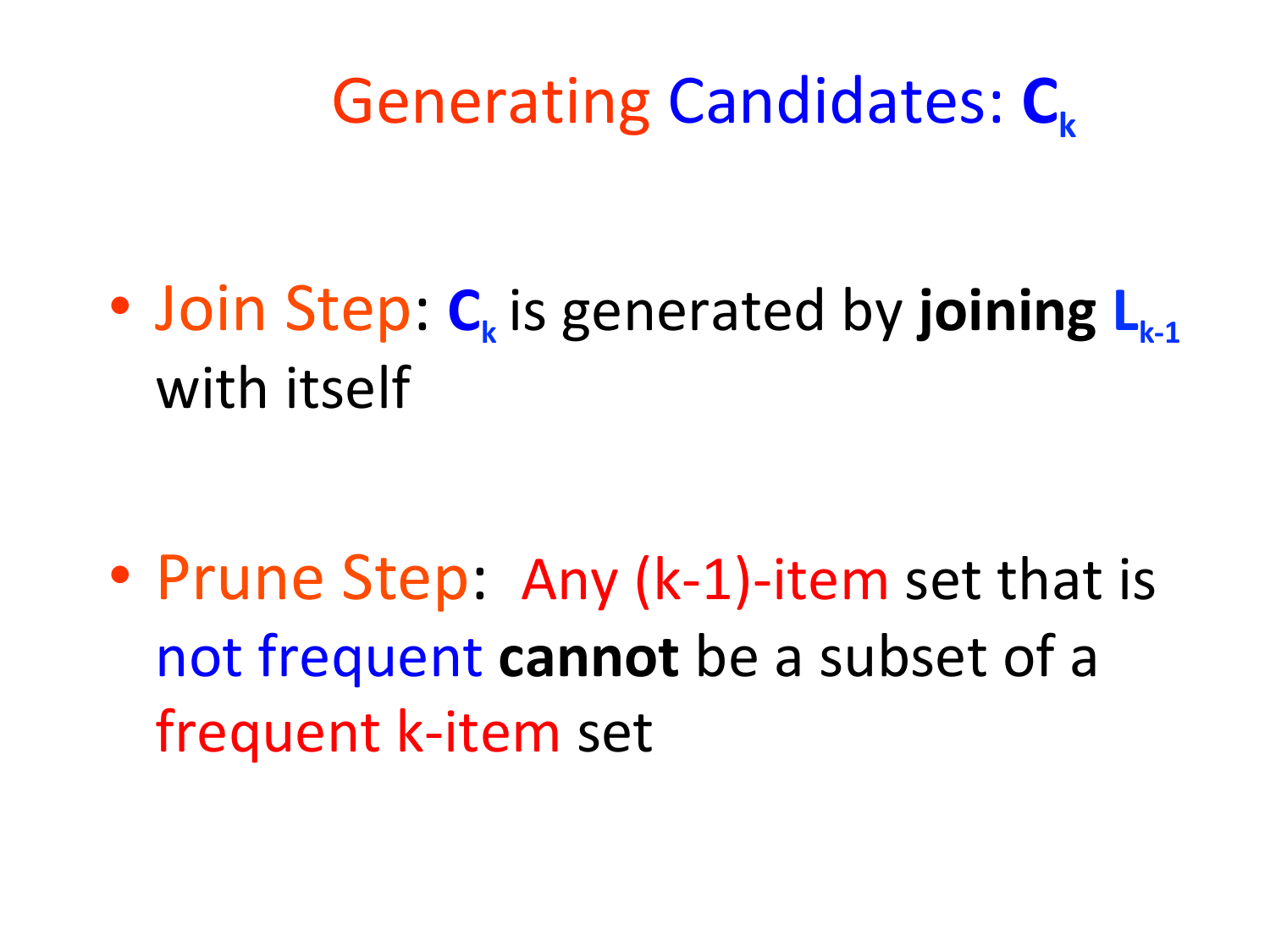# Generating Candidates: $C_k$

- Join Step: $C_k$ is generated by **joining** $L_{k-1}$ with itself

- Prune Step: Any (k-1)-item set that is not frequent **cannot** be a subset of a frequent k-item set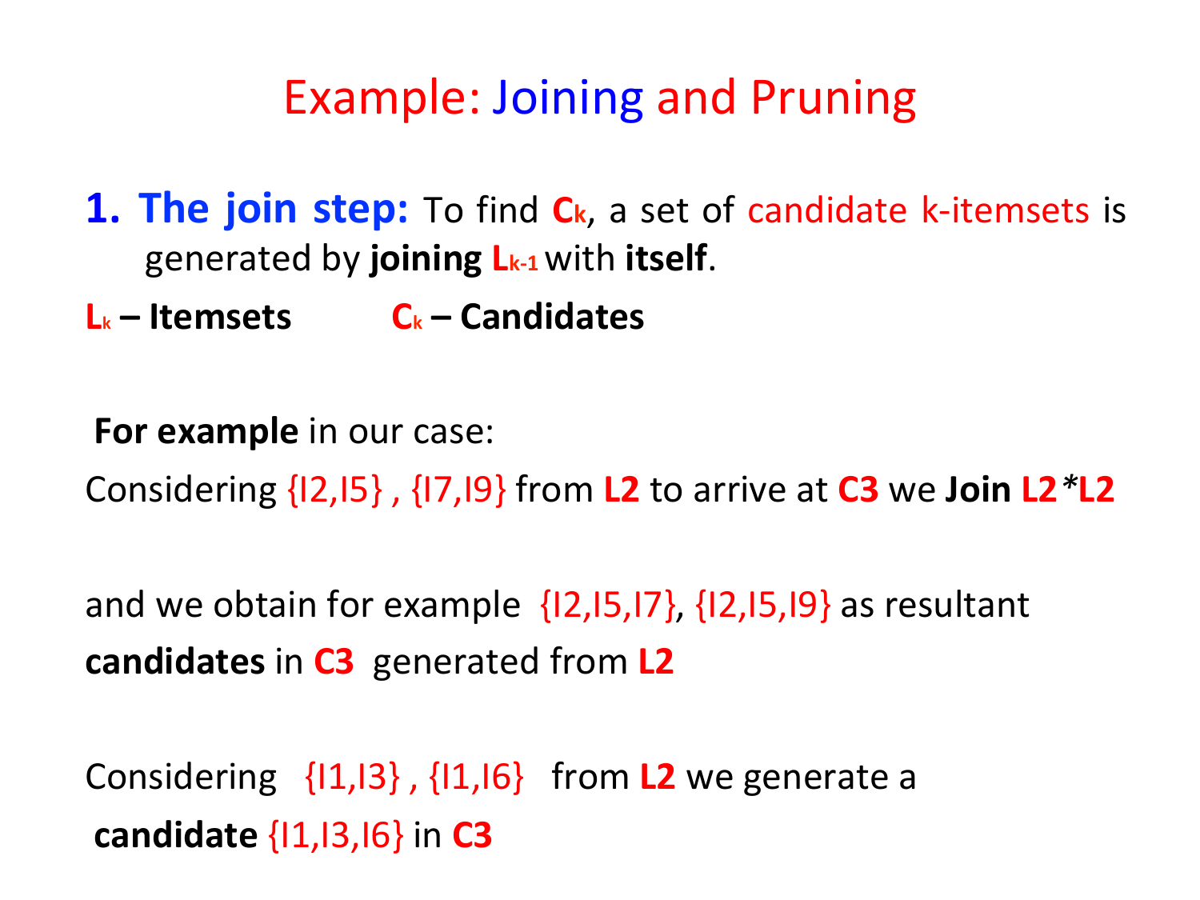# Example: Joining and Pruning

**1. The join step:** To find $C_k$, a set of candidate k-itemsets is generated by **joining** $L_{k-1}$ with **itself**.

**$L_k$ – Itemsets** **$C_k$ – Candidates**

**For example** in our case:

Considering {I2,I5} , {I7,I9} from **L2** to arrive at **C3** we **Join L2**\***L2**

and we obtain for example {I2,I5,I7}, {I2,I5,I9} as resultant **candidates** in **C3** generated from **L2**

Considering {I1,I3} , {I1,I6} from **L2** we generate a **candidate** {I1,I3,I6} in **C3**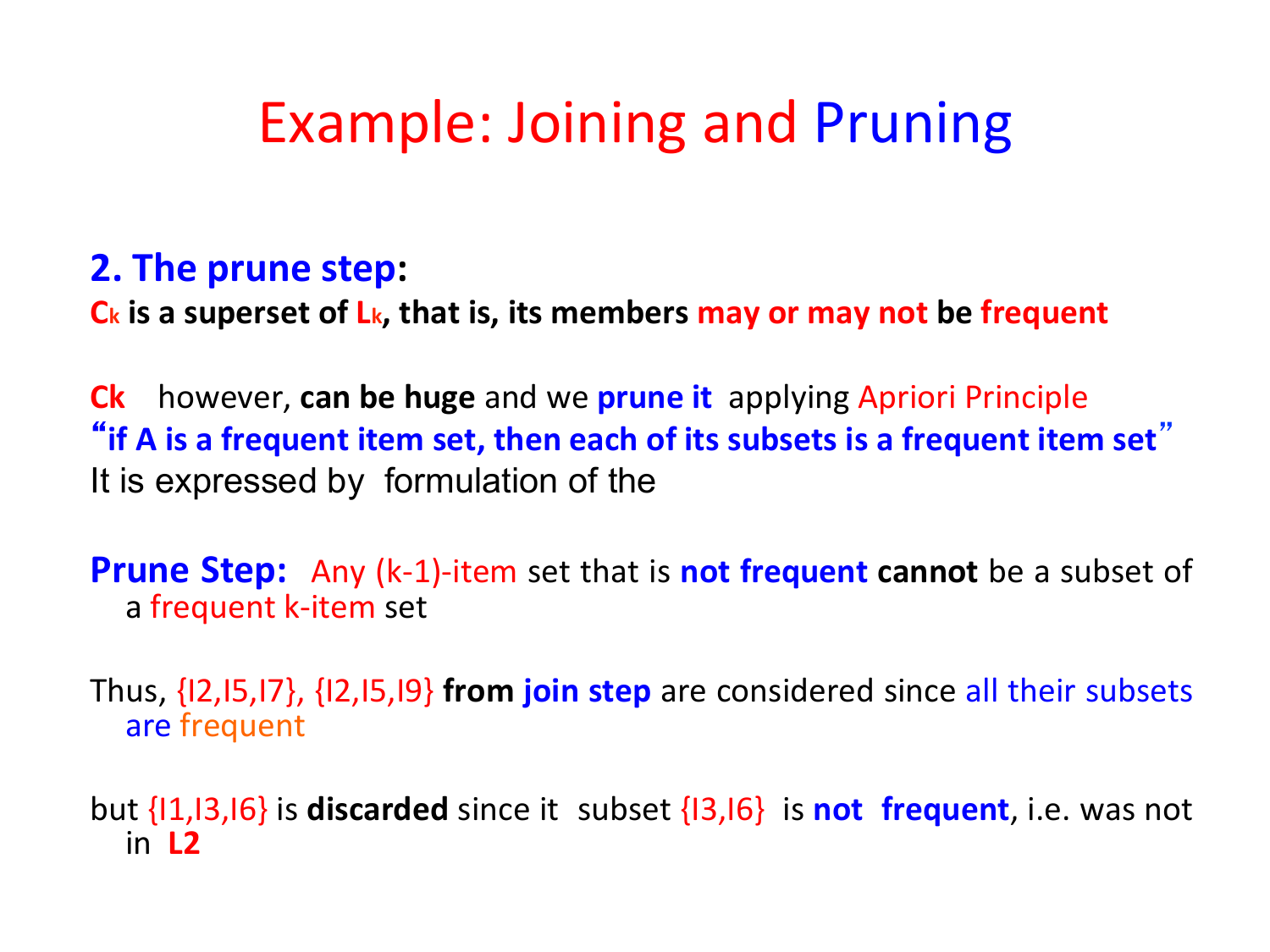# Example: Joining and Pruning

**2. The prune step:**

**$C_k$ is a superset of $L_k$, that is, its members may or may not be frequent**

**Ck** however, **can be huge** and we **prune it** applying Apriori Principle

**"if A is a frequent item set, then each of its subsets is a frequent item set"**

It is expressed by formulation of the

**Prune Step:** Any (k-1)-item set that is **not frequent cannot** be a subset of a frequent k-item set

Thus, {I2,I5,I7}, {I2,I5,I9} **from join step** are considered since all their subsets are frequent

but {I1,I3,I6} is **discarded** since it subset {I3,I6} is **not frequent**, i.e. was not in **L2**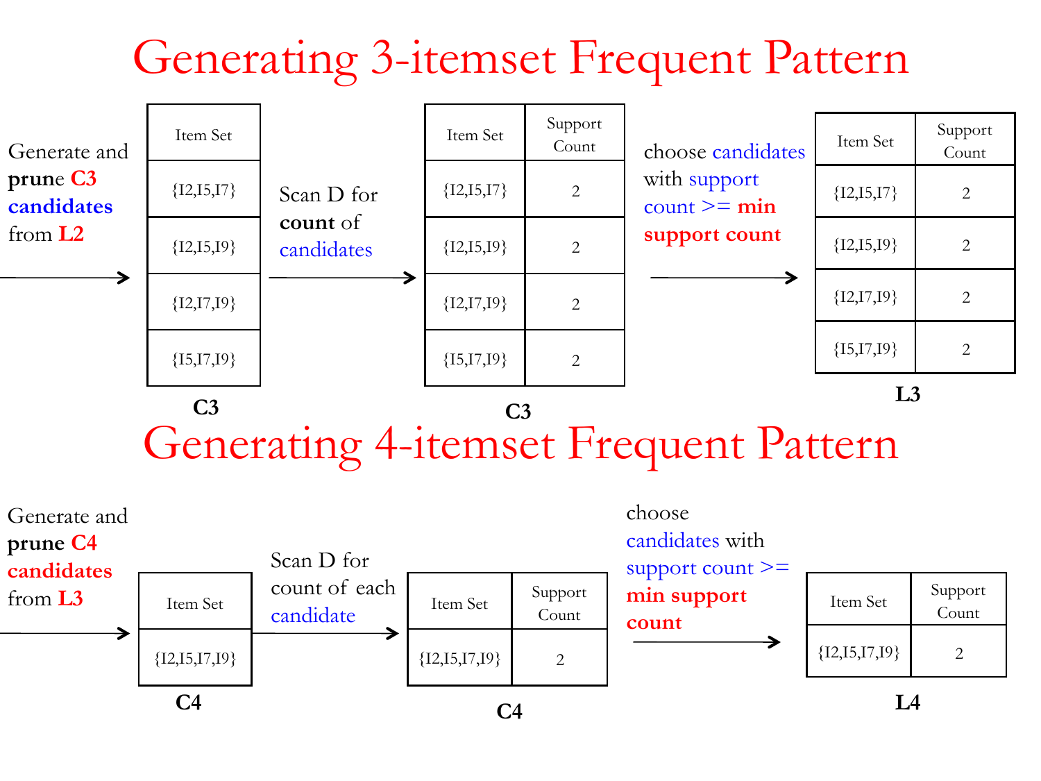# Generating 3-itemset Frequent Pattern

Generate and **prune C3 candidates** from **L2** →

**C3**

| Item Set |
|---|
| {I2,I5,I7} |
| {I2,I5,I9} |
| {I2,I7,I9} |
| {I5,I7,I9} |

Scan D for **count** of candidates →

**C3**

| Item Set | Support Count |
|---|---|
| {I2,I5,I7} | 2 |
| {I2,I5,I9} | 2 |
| {I2,I7,I9} | 2 |
| {I5,I7,I9} | 2 |

choose candidates with support count >= **min support count** →

**L3**

| Item Set | Support Count |
|---|---|
| {I2,I5,I7} | 2 |
| {I2,I5,I9} | 2 |
| {I2,I7,I9} | 2 |
| {I5,I7,I9} | 2 |

# Generating 4-itemset Frequent Pattern

Generate and **prune C4 candidates** from **L3** →

**C4**

| Item Set |
|---|
| {I2,I5,I7,I9} |

Scan D for count of each candidate →

**C4**

| Item Set | Support Count |
|---|---|
| {I2,I5,I7,I9} | 2 |

choose candidates with support count >= **min support count** →

**L4**

| Item Set | Support Count |
|---|---|
| {I2,I5,I7,I9} | 2 |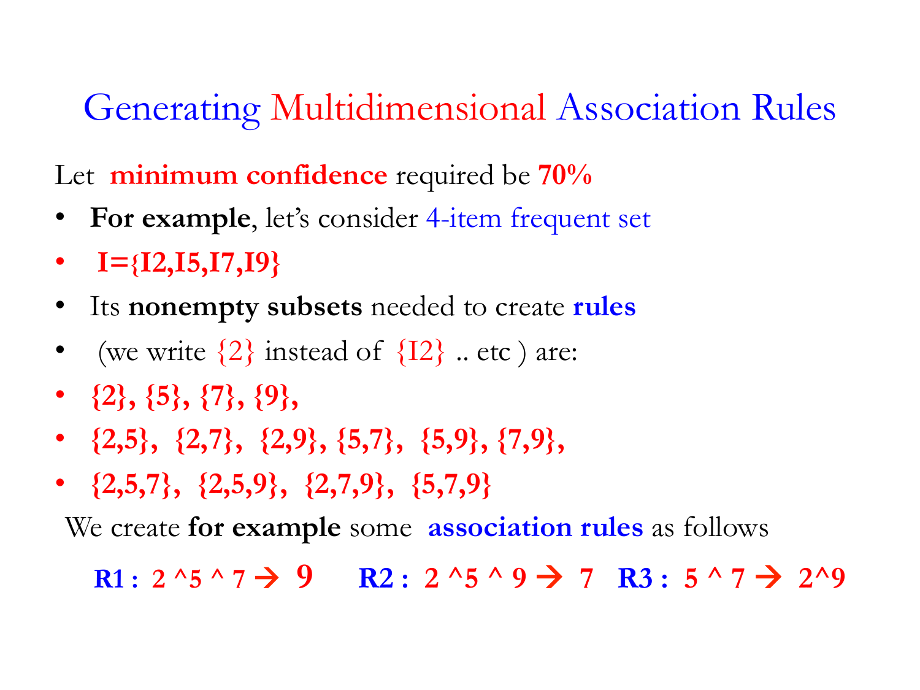# Generating Multidimensional Association Rules

Let **minimum confidence** required be **70%**

- **For example**, let's consider 4-item frequent set
- **I={I2,I5,I7,I9}**
- Its **nonempty subsets** needed to create **rules**
- (we write {2} instead of {I2} .. etc ) are:
- **{2}, {5}, {7}, {9},**
- **{2,5}, {2,7}, {2,9}, {5,7}, {5,9}, {7,9},**
- **{2,5,7}, {2,5,9}, {2,7,9}, {5,7,9}**

We create **for example** some **association rules** as follows

**R1 : 2 ^5 ^ 7 → 9** **R2 : 2 ^5 ^ 9 → 7** **R3 : 5 ^ 7 → 2^9**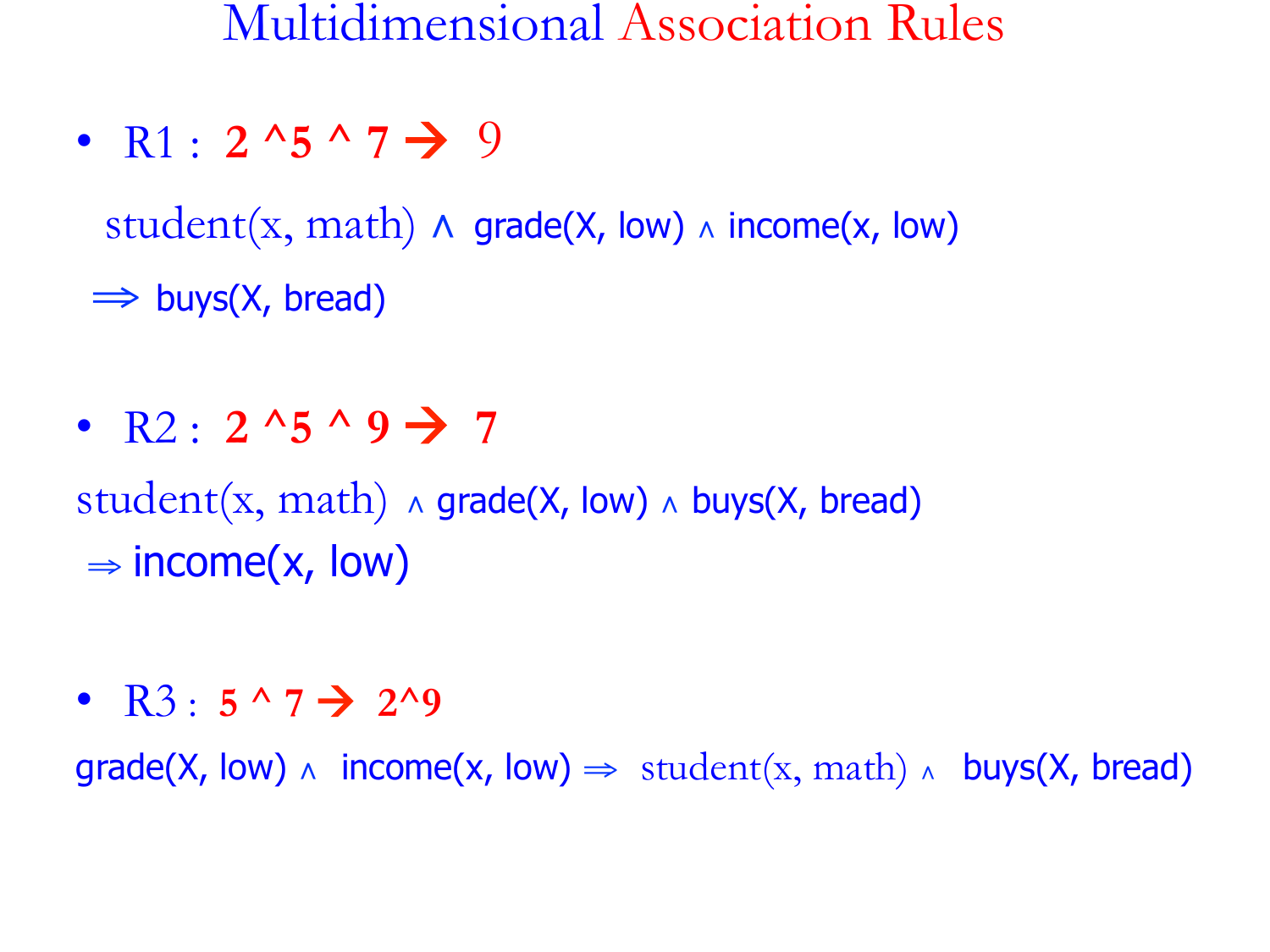# Multidimensional Association Rules

- R1 : **2 ^5 ^ 7 → 9**

  student(x, math) ∧ grade(X, low) ∧ income(x, low)

  ⇒ buys(X, bread)

- R2 : **2 ^5 ^ 9 → 7**

  student(x, math) ∧ grade(X, low) ∧ buys(X, bread)

  ⇒ income(x, low)

- R3 : **5 ^ 7 → 2^9**

  grade(X, low) ∧ income(x, low) ⇒ student(x, math) ∧ buys(X, bread)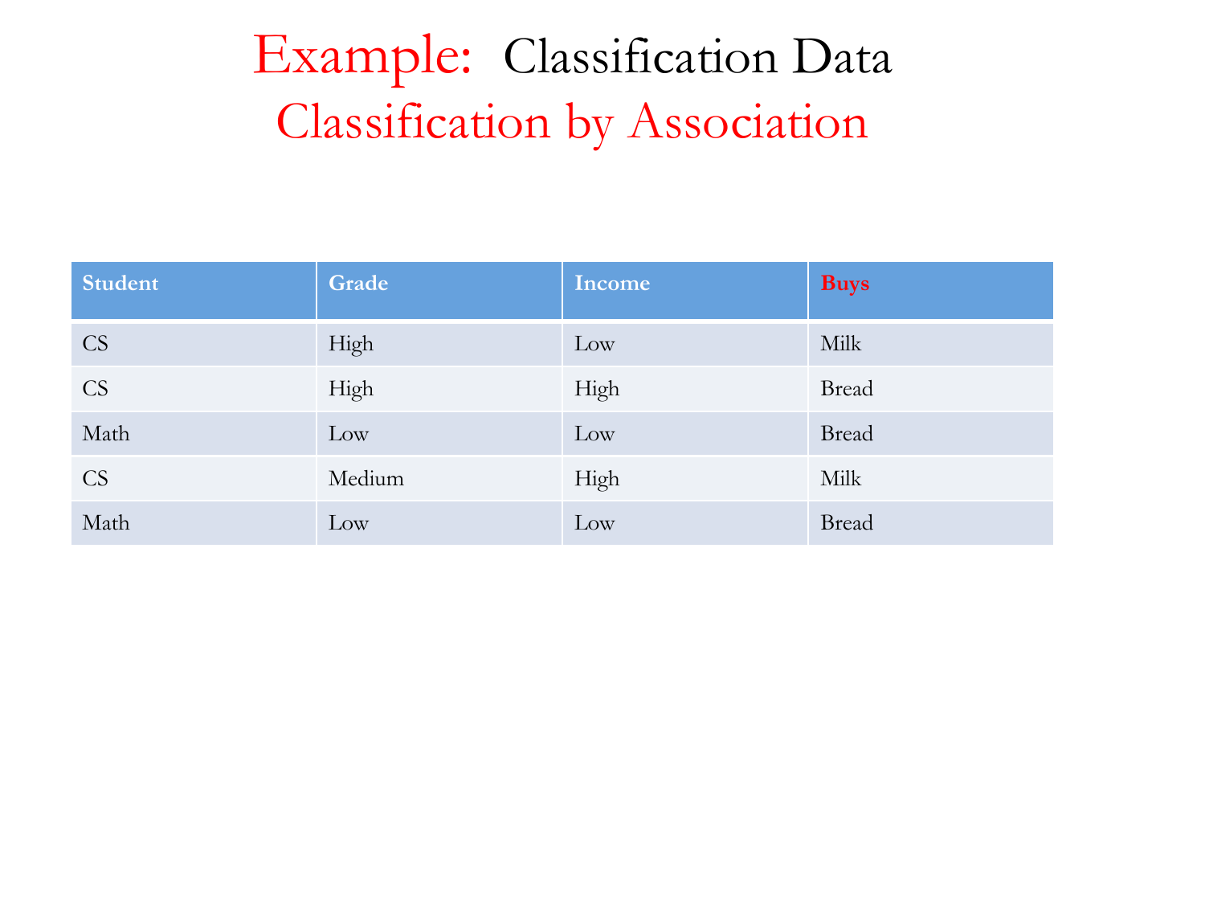# Example: Classification Data

## Classification by Association

| Student | Grade | Income | Buys |
|---|---|---|---|
| CS | High | Low | Milk |
| CS | High | High | Bread |
| Math | Low | Low | Bread |
| CS | Medium | High | Milk |
| Math | Low | Low | Bread |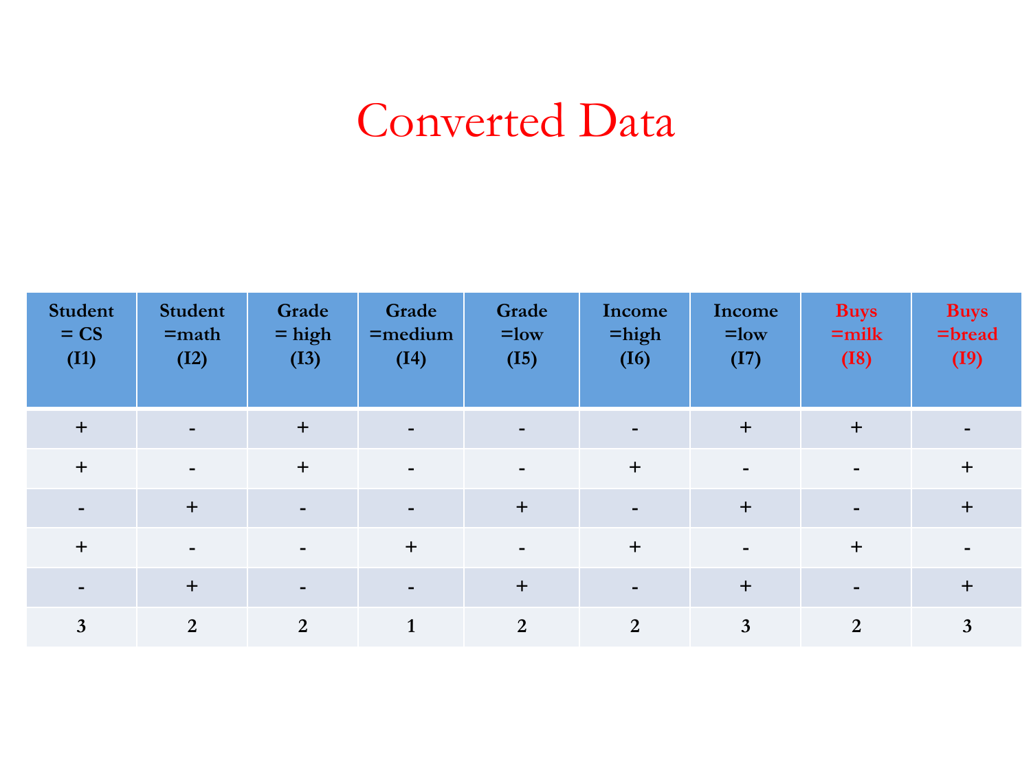# Converted Data

| Student = CS (I1) | Student =math (I2) | Grade = high (I3) | Grade =medium (I4) | Grade =low (I5) | Income =high (I6) | Income =low (I7) | Buys =milk (I8) | Buys =bread (I9) |
|---|---|---|---|---|---|---|---|---|
| + | - | + | - | - | - | + | + | - |
| + | - | + | - | - | + | - | - | + |
| - | + | - | - | + | - | + | - | + |
| + | - | - | + | - | + | - | + | - |
| - | + | - | - | + | - | + | - | + |
| 3 | 2 | 2 | 1 | 2 | 2 | 3 | 2 | 3 |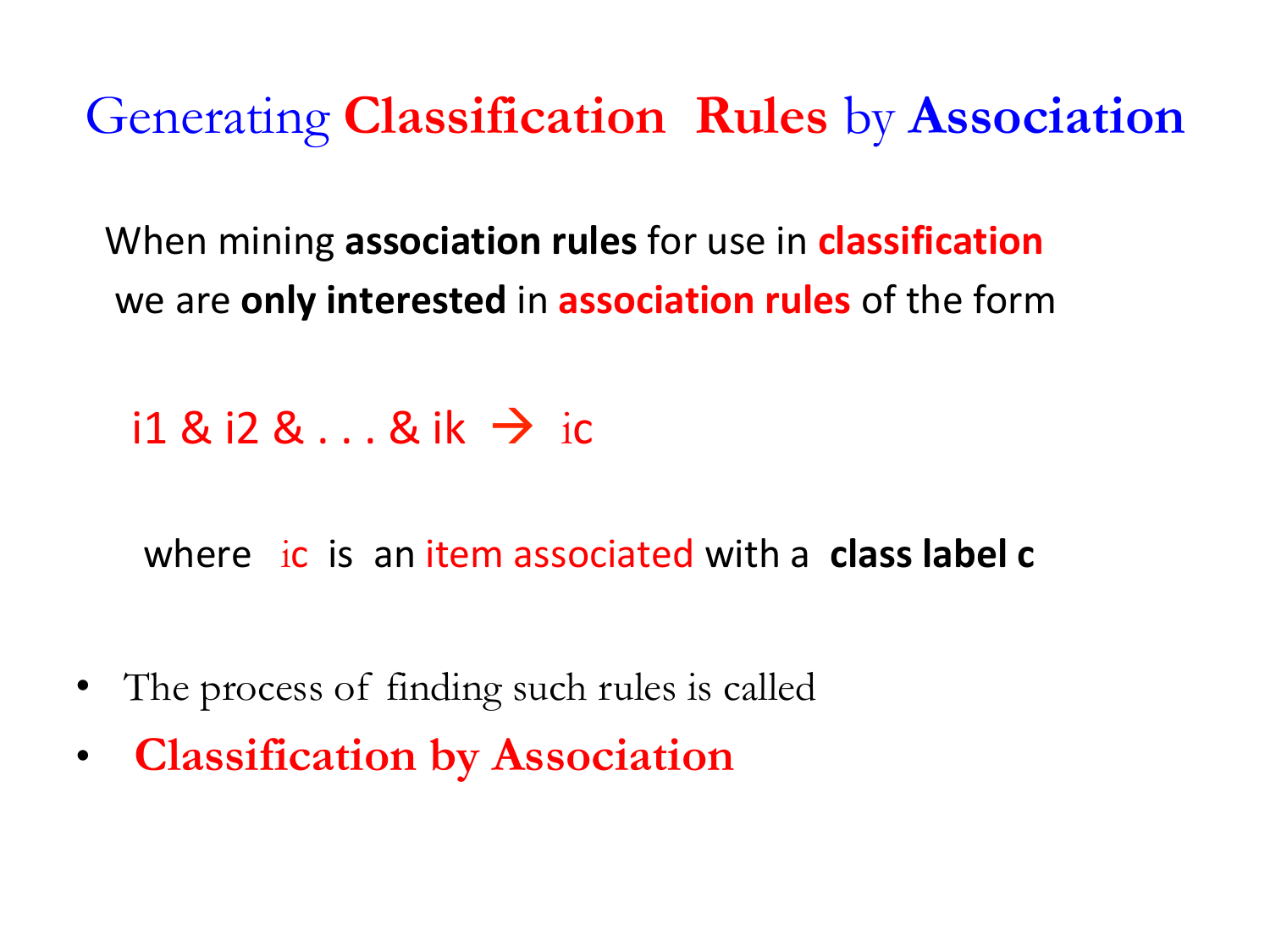# Generating **Classification Rules** by **Association**

When mining **association rules** for use in **classification** we are **only interested** in **association rules** of the form

i1 & i2 & . . . & ik → ic

where ic is an item associated with a **class label c**

- The process of finding such rules is called
- **Classification by Association**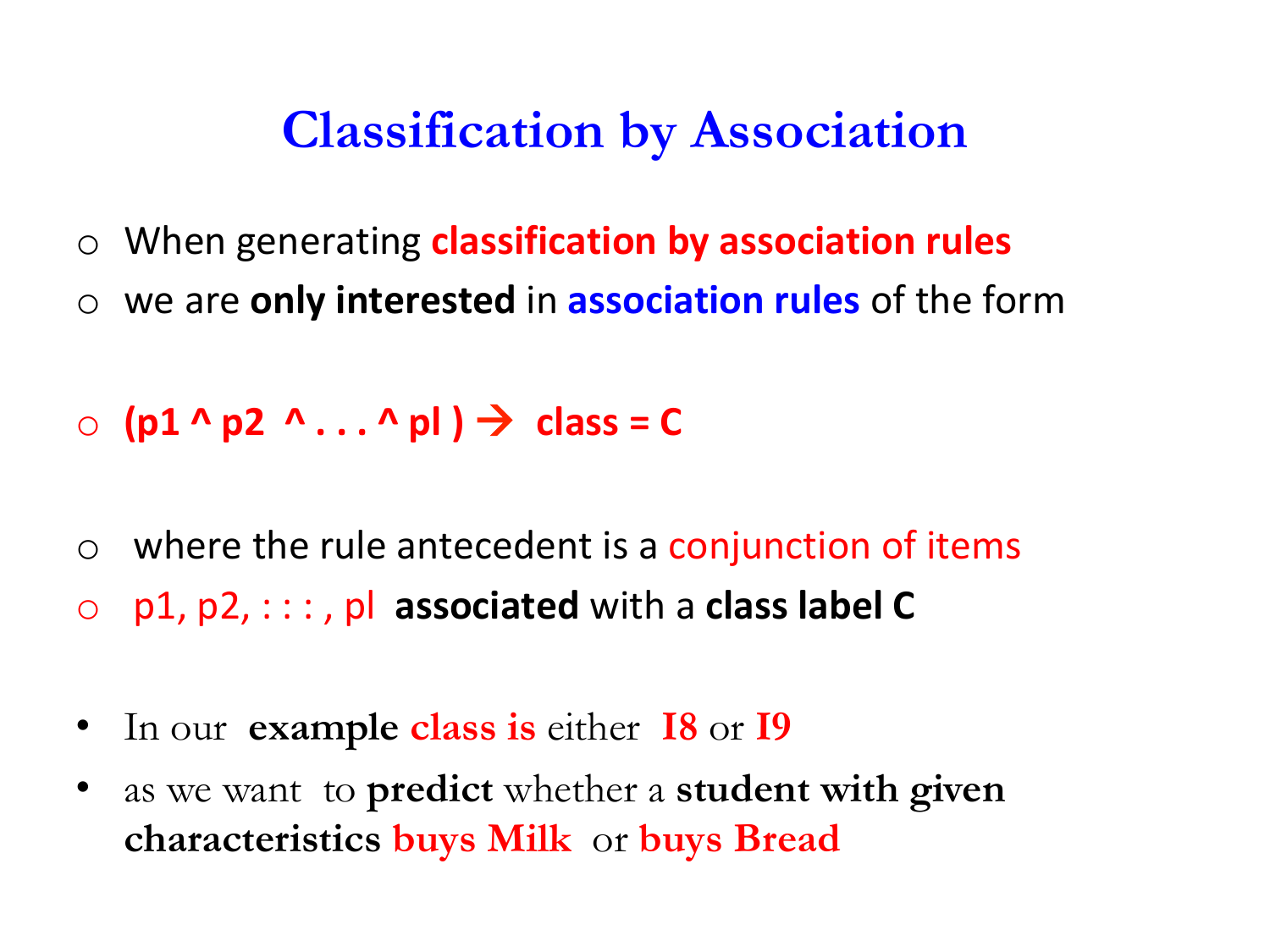# Classification by Association

- When generating **classification by association rules**
- we are **only interested** in **association rules** of the form

- **(p1 ^ p2 ^ . . . ^ pl ) → class = C**

- where the rule antecedent is a conjunction of items
- p1, p2, : : : , pl **associated** with a **class label C**

- In our **example class is** either **I8** or **I9**
- as we want to **predict** whether a **student with given characteristics buys Milk** or **buys Bread**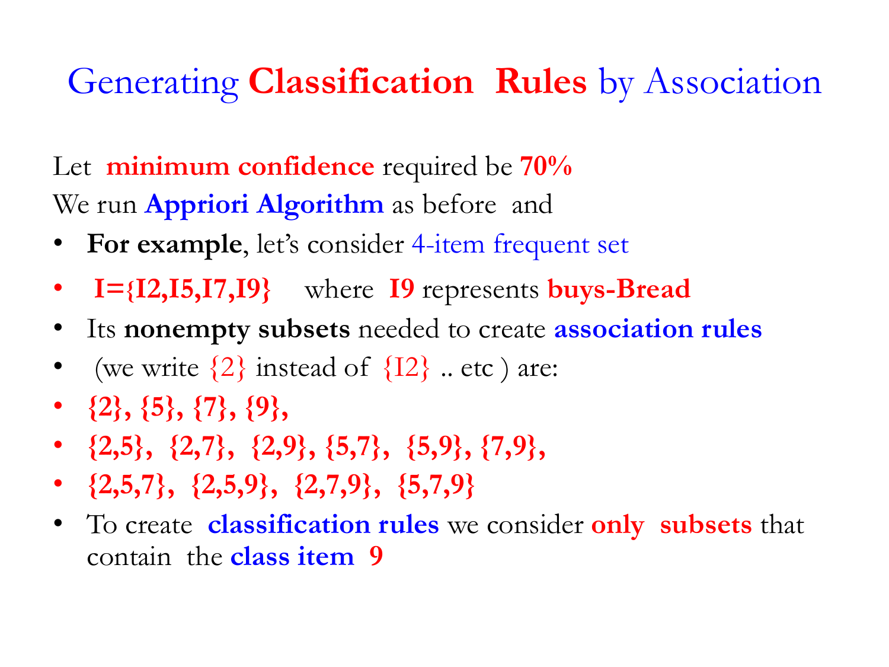# Generating **Classification Rules** by Association

Let **minimum confidence** required be **70%**

We run **Appriori Algorithm** as before and

- **For example**, let's consider 4-item frequent set
- **I={I2,I5,I7,I9}** where **I9** represents **buys-Bread**
- Its **nonempty subsets** needed to create **association rules**
- (we write {2} instead of {I2} .. etc ) are:
- **{2}, {5}, {7}, {9},**
- **{2,5}, {2,7}, {2,9}, {5,7}, {5,9}, {7,9},**
- **{2,5,7}, {2,5,9}, {2,7,9}, {5,7,9}**
- To create **classification rules** we consider **only subsets** that contain the **class item 9**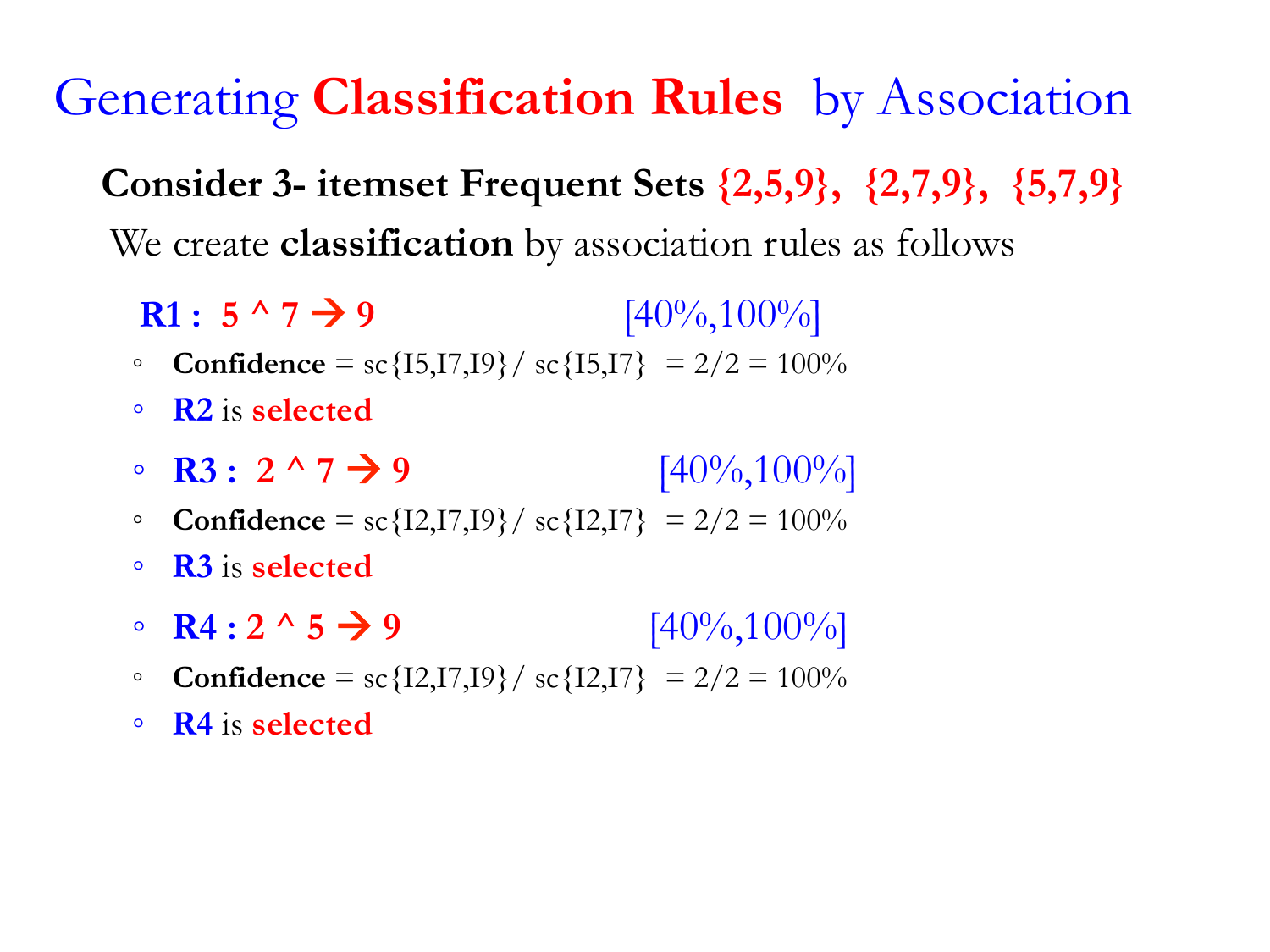# Generating **Classification Rules** by Association

**Consider 3- itemset Frequent Sets {2,5,9}, {2,7,9}, {5,7,9}**

We create **classification** by association rules as follows

**R1 : 5 ^ 7 → 9** [40%,100%]

- **Confidence** = sc{I5,I7,I9}/ sc{I5,I7} = 2/2 = 100%
- **R2** is **selected**
- **R3 : 2 ^ 7 → 9** [40%,100%]
- **Confidence** = sc{I2,I7,I9}/ sc{I2,I7} = 2/2 = 100%
- **R3** is **selected**
- **R4 : 2 ^ 5 → 9** [40%,100%]
- **Confidence** = sc{I2,I7,I9}/ sc{I2,I7} = 2/2 = 100%
- **R4** is **selected**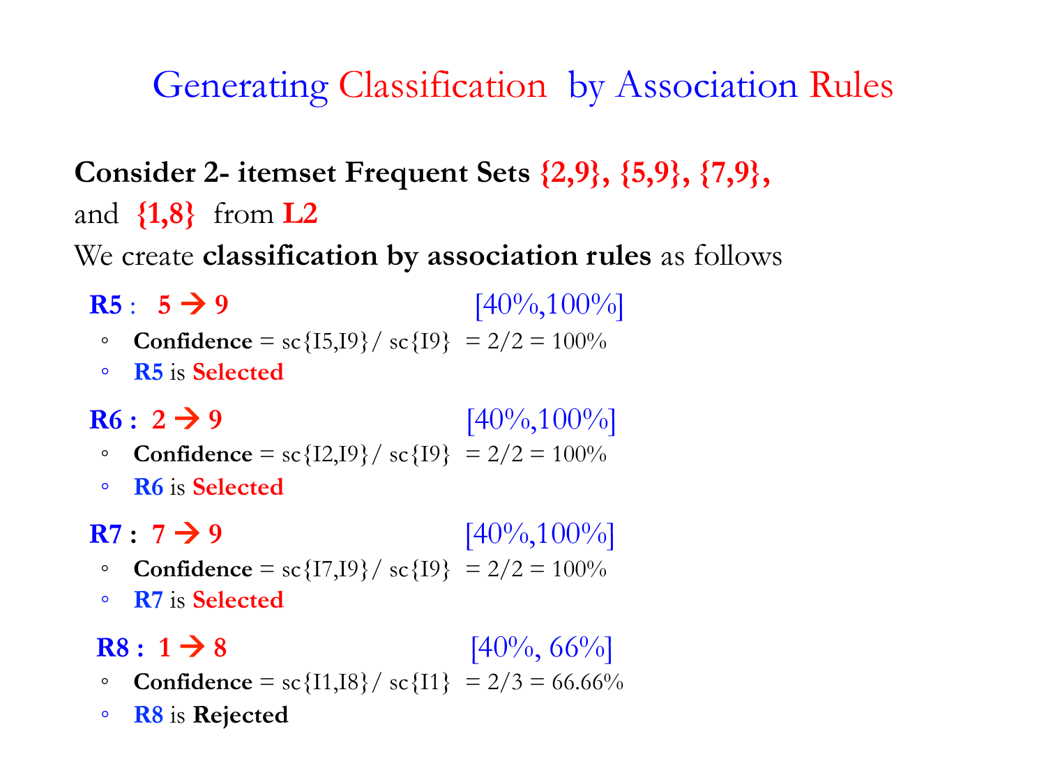# Generating Classification by Association Rules

**Consider 2- itemset Frequent Sets {2,9}, {5,9}, {7,9},**
and **{1,8}** from **L2**

We create **classification by association rules** as follows

**R5** : **5 → 9** [40%,100%]

- **Confidence** = sc{I5,I9}/ sc{I9} = 2/2 = 100%
- **R5** is **Selected**

**R6 : 2 → 9** [40%,100%]

- **Confidence** = sc{I2,I9}/ sc{I9} = 2/2 = 100%
- **R6** is **Selected**

**R7 : 7 → 9** [40%,100%]

- **Confidence** = sc{I7,I9}/ sc{I9} = 2/2 = 100%
- **R7** is **Selected**

**R8 : 1 → 8** [40%, 66%]

- **Confidence** = sc{I1,I8}/ sc{I1} = 2/3 = 66.66%
- **R8** is **Rejected**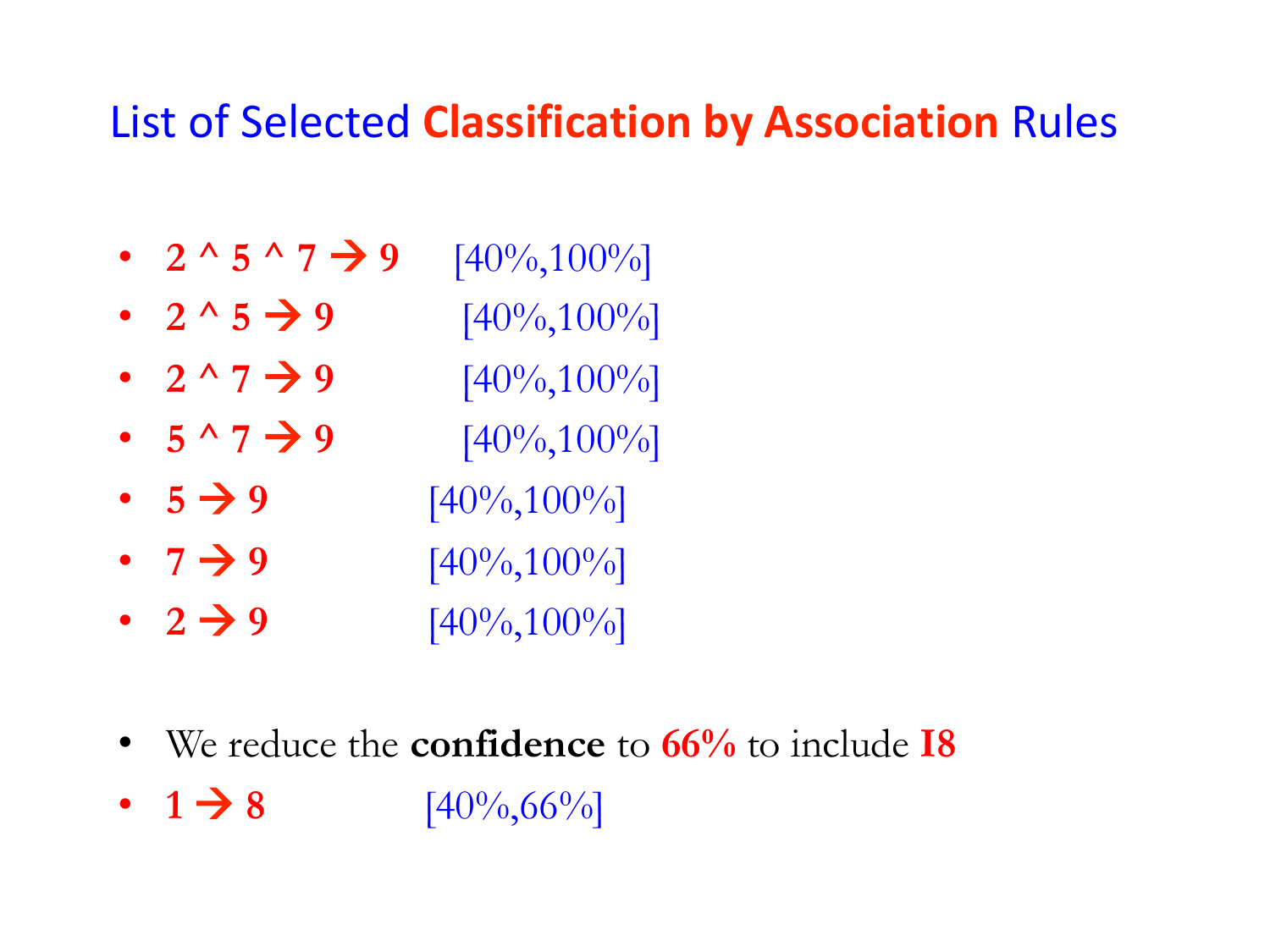# List of Selected **Classification by Association** Rules

- **2 ^ 5 ^ 7 → 9** [40%,100%]
- **2 ^ 5 → 9** [40%,100%]
- **2 ^ 7 → 9** [40%,100%]
- **5 ^ 7 → 9** [40%,100%]
- **5 → 9** [40%,100%]
- **7 → 9** [40%,100%]
- **2 → 9** [40%,100%]

- We reduce the **confidence** to **66%** to include **I8**
- **1 → 8** [40%,66%]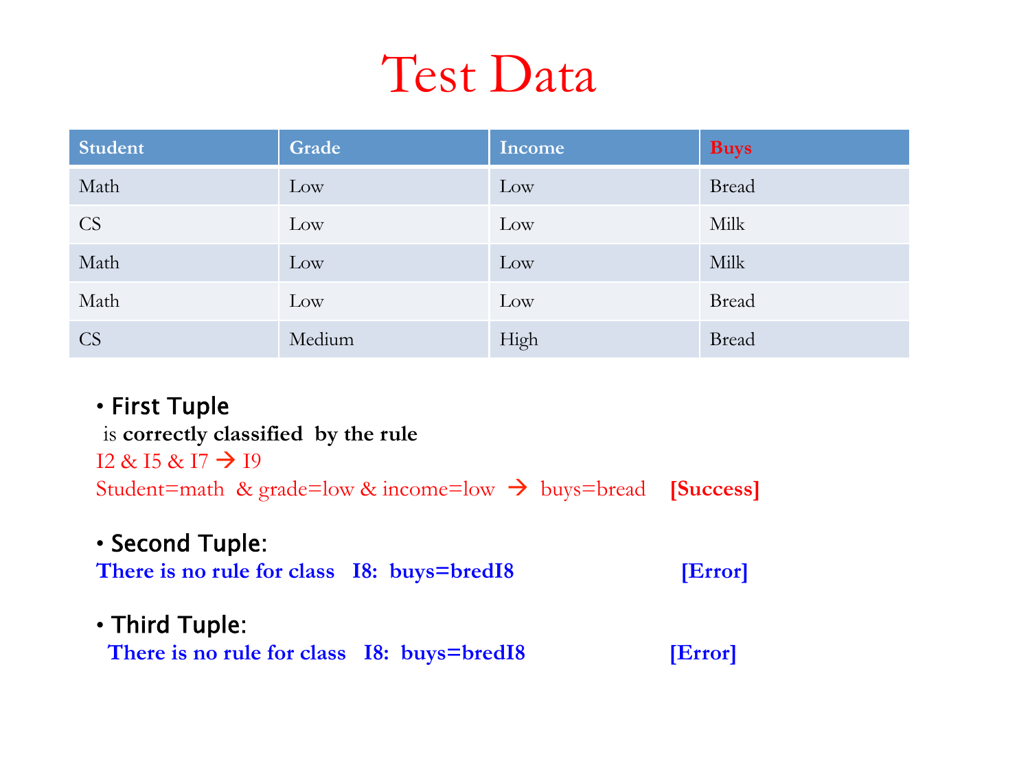# Test Data

| Student | Grade | Income | Buys |
| --- | --- | --- | --- |
| Math | Low | Low | Bread |
| CS | Low | Low | Milk |
| Math | Low | Low | Milk |
| Math | Low | Low | Bread |
| CS | Medium | High | Bread |

- **First Tuple**

  is **correctly classified by the rule**

  I2 & I5 & I7 → I9

  Student=math & grade=low & income=low → buys=bread **[Success]**

- **Second Tuple:**

  **There is no rule for class I8: buys=bredI8 [Error]**

- **Third Tuple:**

  **There is no rule for class I8: buys=bredI8 [Error]**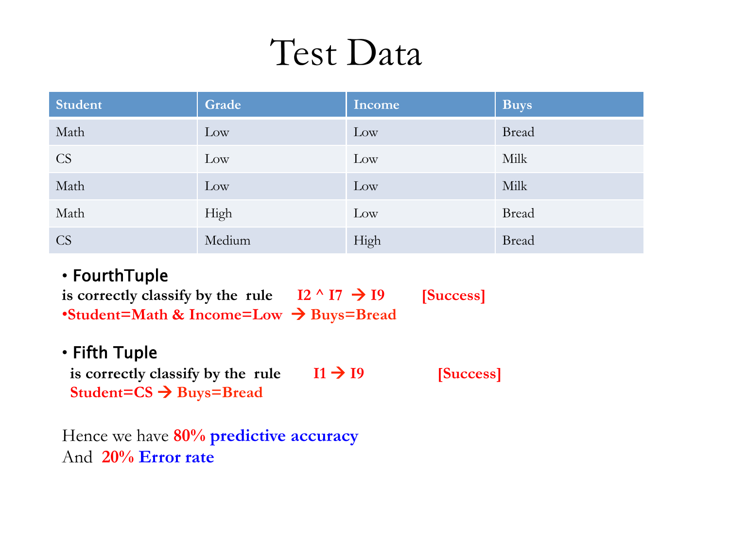# Test Data

| Student | Grade | Income | Buys |
|---|---|---|---|
| Math | Low | Low | Bread |
| CS | Low | Low | Milk |
| Math | Low | Low | Milk |
| Math | High | Low | Bread |
| CS | Medium | High | Bread |

- **FourthTuple**

**is correctly classify by the rule I2 ^ I7 → I9 [Success]**

**•Student=Math & Income=Low → Buys=Bread**

- **Fifth Tuple**

**is correctly classify by the rule I1 → I9 [Success]**

**Student=CS → Buys=Bread**

Hence we have **80% predictive accuracy**
And **20% Error rate**